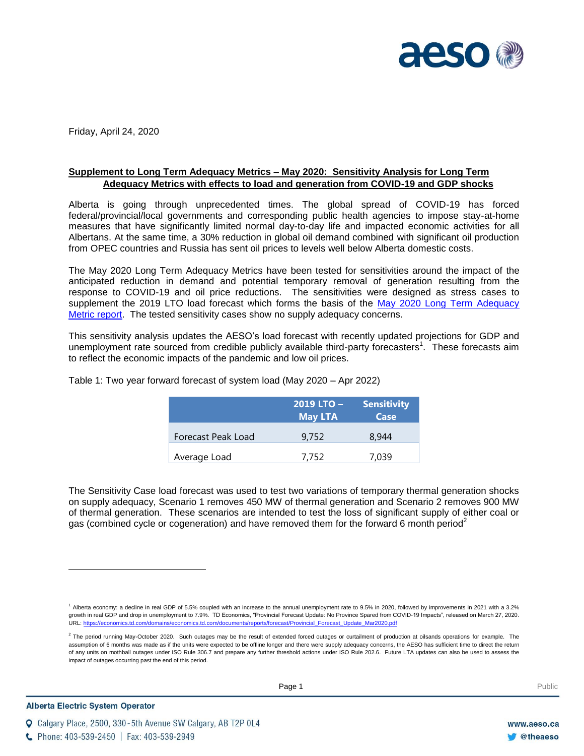Friday, April 24, 2020

**Supplement to Long Term Adequacy Metrics – May 2020: Sensitivity Analysis for Long Term Adequacy Metrics with effects to load and generation from COVID-19 and GDP shocks**

Alberta is going through unprecedented times. The global spread of COVID-19 has forced federal/provincial/local governments and corresponding public health agencies to impose stay-at-home measures that have significantly limited normal day-to-day life and impacted economic activities for all Albertans. At the same time, a 30% reduction in global oil demand combined with significant oil production from OPEC countries and Russia has sent oil prices to levels well below Alberta domestic costs.

The May 2020 Long Term Adequacy Metrics have been tested for sensitivities around the impact of the anticipated reduction in demand and potential temporary removal of generation resulting from the response to COVID-19 and oil price reductions. The sensitivities were designed as stress cases to supplement the 2019 LTO load forecast which forms the basis of the May 2020 Long Term Adequacy Metric report. The tested sensitivity cases show no supply adequacy concerns.

This sensitivity analysis updates the AESO's load forecast with recently updated projections for GDP and unemployment rate sourced from credible publicly available third-party forecasters[1]. These forecasts aim to reflect the economic impacts of the pandemic and low oil prices.

Table 1: Two year forward forecast of system load (May 2020 – Apr 2022)

| | 2019 LTO – May LTA | Sensitivity Case |
|---|---|---|
| Forecast Peak Load | 9,752 | 8,944 |
| Average Load | 7,752 | 7,039 |

The Sensitivity Case load forecast was used to test two variations of temporary thermal generation shocks on supply adequacy, Scenario 1 removes 450 MW of thermal generation and Scenario 2 removes 900 MW of thermal generation. These scenarios are intended to test the loss of significant supply of either coal or gas (combined cycle or cogeneration) and have removed them for the forward 6 month period[2]

---

[1] Alberta economy: a decline in real GDP of 5.5% coupled with an increase to the annual unemployment rate to 9.5% in 2020, followed by improvements in 2021 with a 3.2% growth in real GDP and drop in unemployment to 7.9%. TD Economics, "Provincial Forecast Update: No Province Spared from COVID-19 Impacts", released on March 27, 2020. URL: https://economics.td.com/domains/economics.td.com/documents/reports/forecast/Provincial_Forecast_Update_Mar2020.pdf

[2] The period running May-October 2020. Such outages may be the result of extended forced outages or curtailment of production at oilsands operations for example. The assumption of 6 months was made as if the units were expected to be offline longer and there were supply adequacy concerns, the AESO has sufficient time to direct the return of any units on mothball outages under ISO Rule 306.7 and prepare any further threshold actions under ISO Rule 202.6. Future LTA updates can also be used to assess the impact of outages occurring past the end of this period.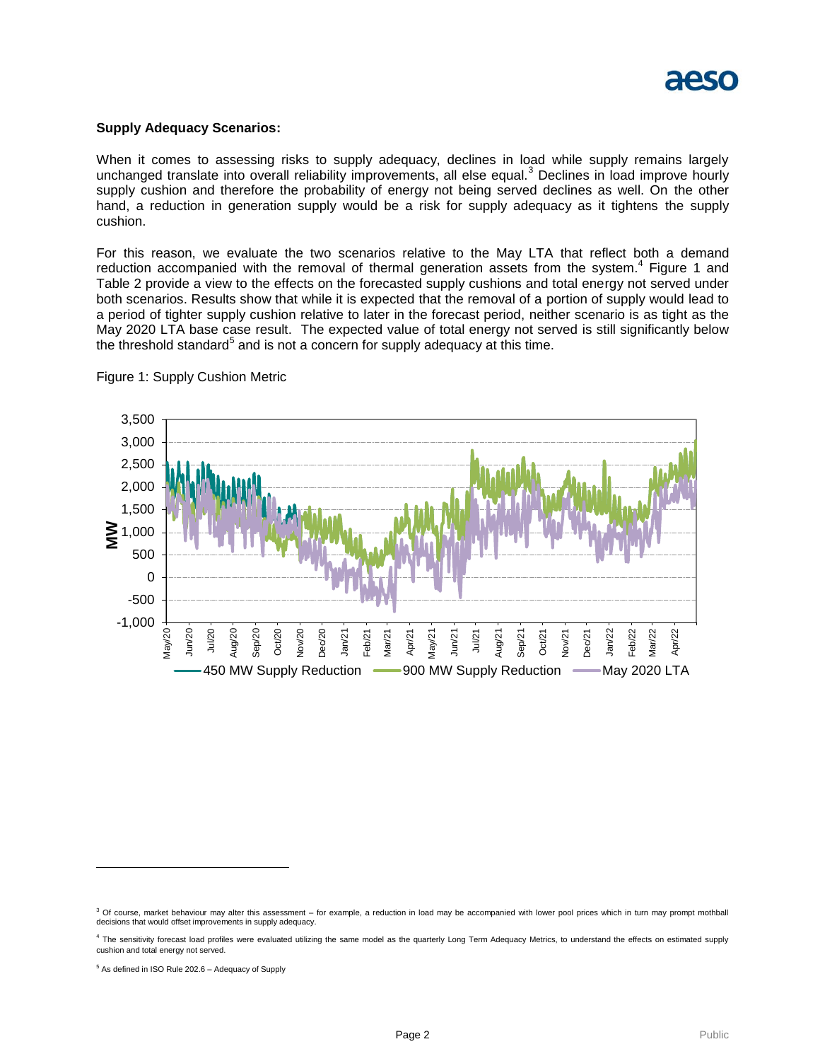**Supply Adequacy Scenarios:**

When it comes to assessing risks to supply adequacy, declines in load while supply remains largely unchanged translate into overall reliability improvements, all else equal.[3] Declines in load improve hourly supply cushion and therefore the probability of energy not being served declines as well. On the other hand, a reduction in generation supply would be a risk for supply adequacy as it tightens the supply cushion.

For this reason, we evaluate the two scenarios relative to the May LTA that reflect both a demand reduction accompanied with the removal of thermal generation assets from the system.[4] Figure 1 and Table 2 provide a view to the effects on the forecasted supply cushions and total energy not served under both scenarios. Results show that while it is expected that the removal of a portion of supply would lead to a period of tighter supply cushion relative to later in the forecast period, neither scenario is as tight as the May 2020 LTA base case result. The expected value of total energy not served is still significantly below the threshold standard[5] and is not a concern for supply adequacy at this time.

Figure 1: Supply Cushion Metric

[3] Of course, market behaviour may alter this assessment – for example, a reduction in load may be accompanied with lower pool prices which in turn may prompt mothball decisions that would offset improvements in supply adequacy.

[4] The sensitivity forecast load profiles were evaluated utilizing the same model as the quarterly Long Term Adequacy Metrics, to understand the effects on estimated supply cushion and total energy not served.

[5] As defined in ISO Rule 202.6 – Adequacy of Supply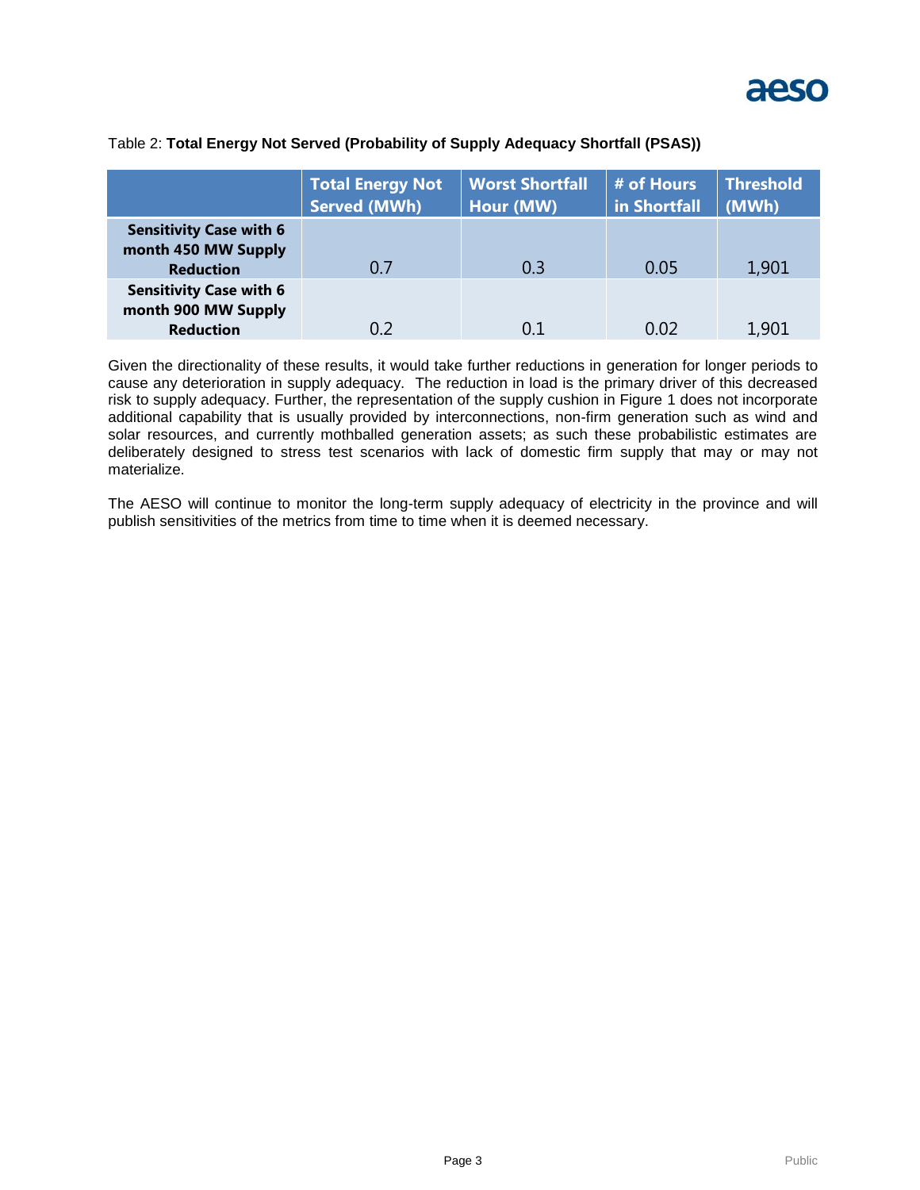Table 2: **Total Energy Not Served (Probability of Supply Adequacy Shortfall (PSAS))**

| | Total Energy Not Served (MWh) | Worst Shortfall Hour (MW) | # of Hours in Shortfall | Threshold (MWh) |
|---|---|---|---|---|
| **Sensitivity Case with 6 month 450 MW Supply Reduction** | 0.7 | 0.3 | 0.05 | 1,901 |
| **Sensitivity Case with 6 month 900 MW Supply Reduction** | 0.2 | 0.1 | 0.02 | 1,901 |

Given the directionality of these results, it would take further reductions in generation for longer periods to cause any deterioration in supply adequacy. The reduction in load is the primary driver of this decreased risk to supply adequacy. Further, the representation of the supply cushion in Figure 1 does not incorporate additional capability that is usually provided by interconnections, non-firm generation such as wind and solar resources, and currently mothballed generation assets; as such these probabilistic estimates are deliberately designed to stress test scenarios with lack of domestic firm supply that may or may not materialize.

The AESO will continue to monitor the long-term supply adequacy of electricity in the province and will publish sensitivities of the metrics from time to time when it is deemed necessary.